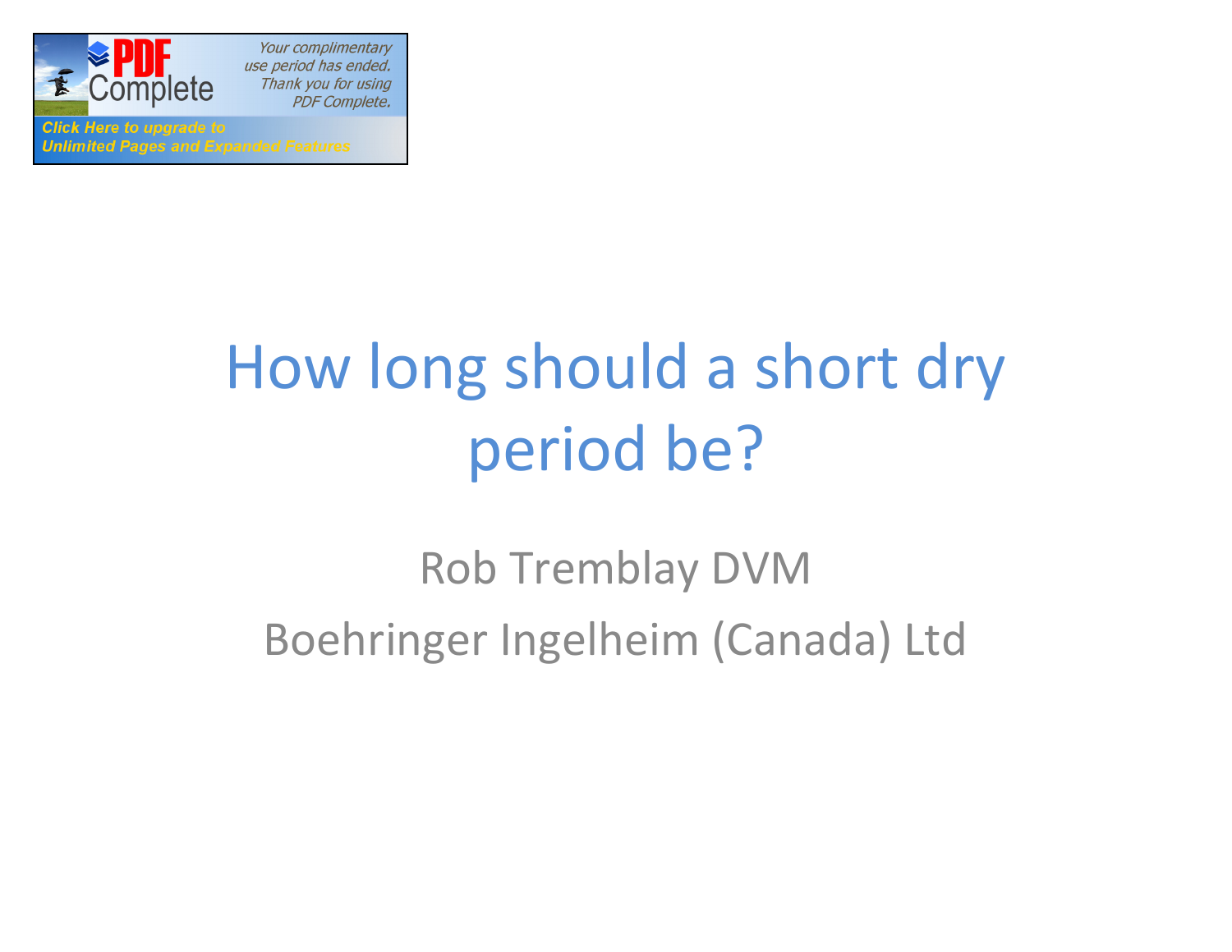# How long should a short dry period be?

Rob Tremblay DVM

Boehringer Ingelheim (Canada) Ltd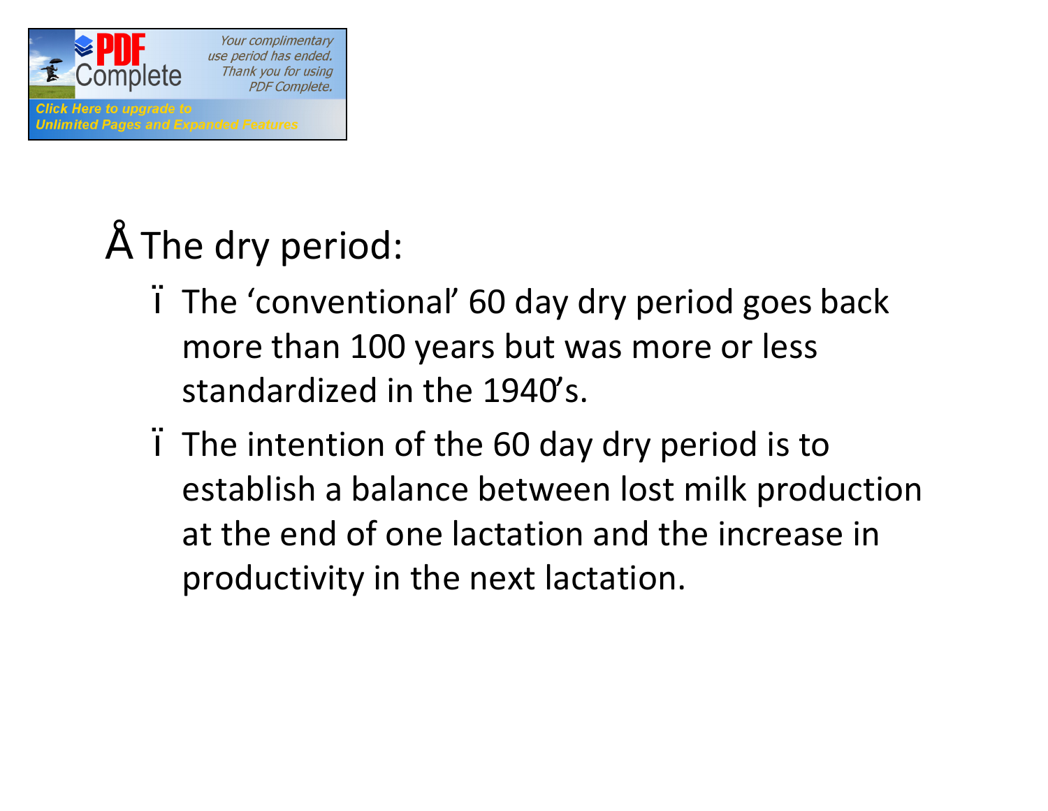- The dry period:
  - The ‘conventional’ 60 day dry period goes back more than 100 years but was more or less standardized in the 1940’s.
  - The intention of the 60 day dry period is to establish a balance between lost milk production at the end of one lactation and the increase in productivity in the next lactation.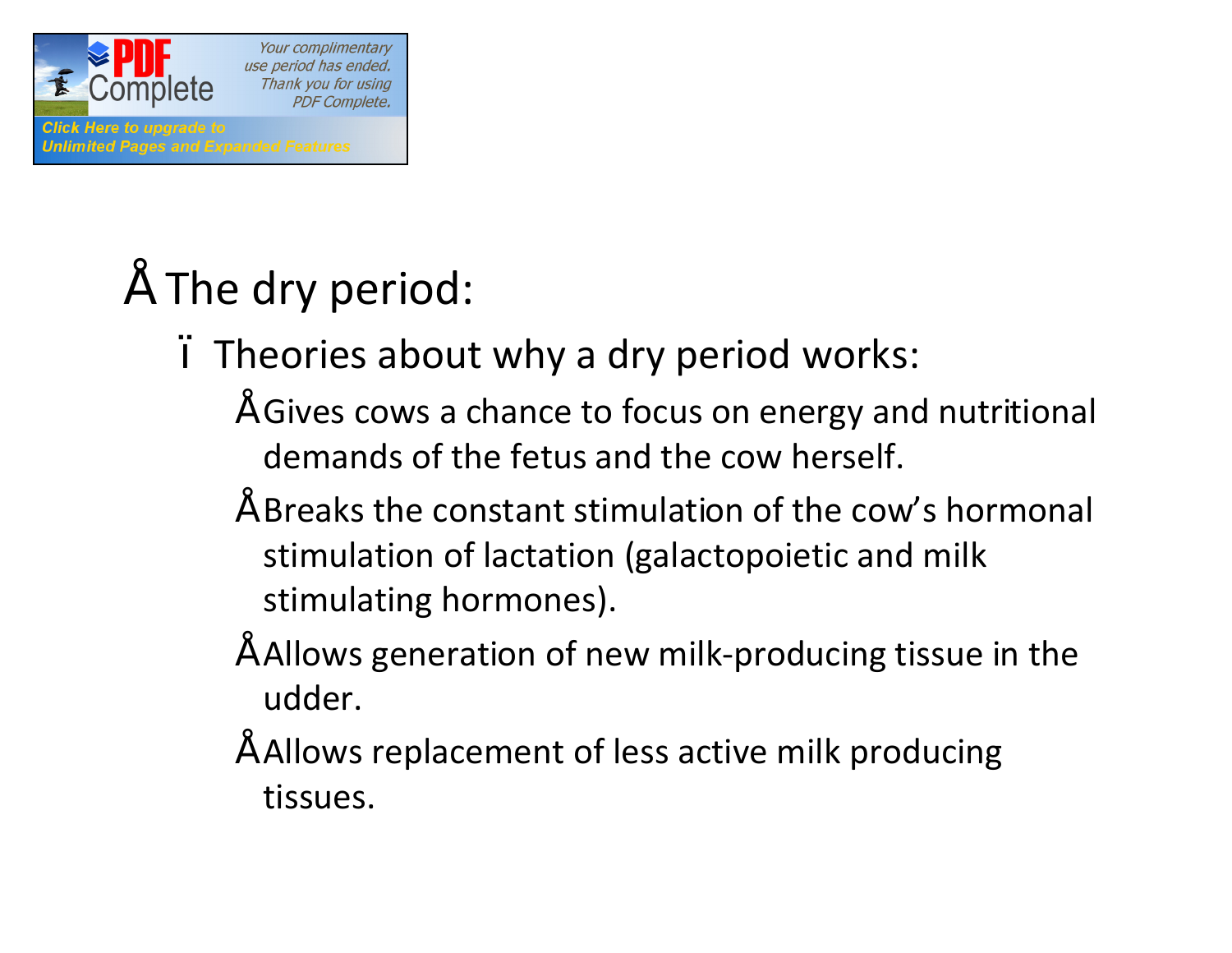- The dry period:
  - Theories about why a dry period works:
    - Gives cows a chance to focus on energy and nutritional demands of the fetus and the cow herself.
    - Breaks the constant stimulation of the cow’s hormonal stimulation of lactation (galactopoietic and milk stimulating hormones).
    - Allows generation of new milk-producing tissue in the udder.
    - Allows replacement of less active milk producing tissues.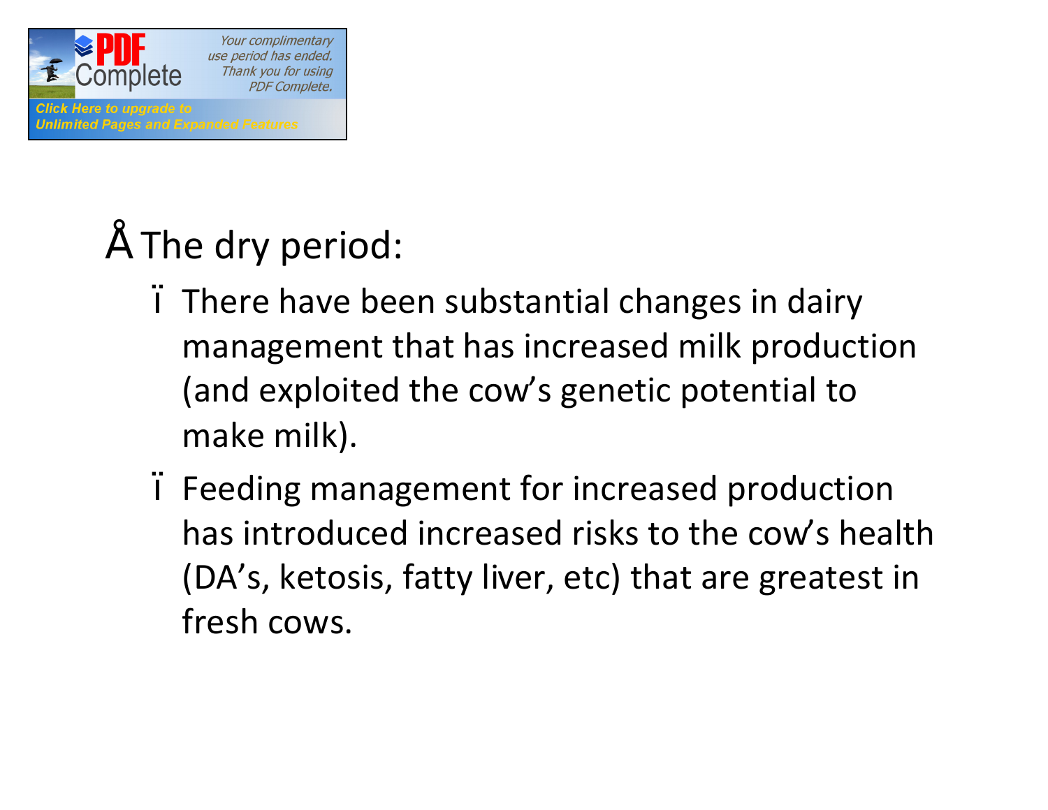- The dry period:
  - There have been substantial changes in dairy management that has increased milk production (and exploited the cow's genetic potential to make milk).
  - Feeding management for increased production has introduced increased risks to the cow's health (DA's, ketosis, fatty liver, etc) that are greatest in fresh cows.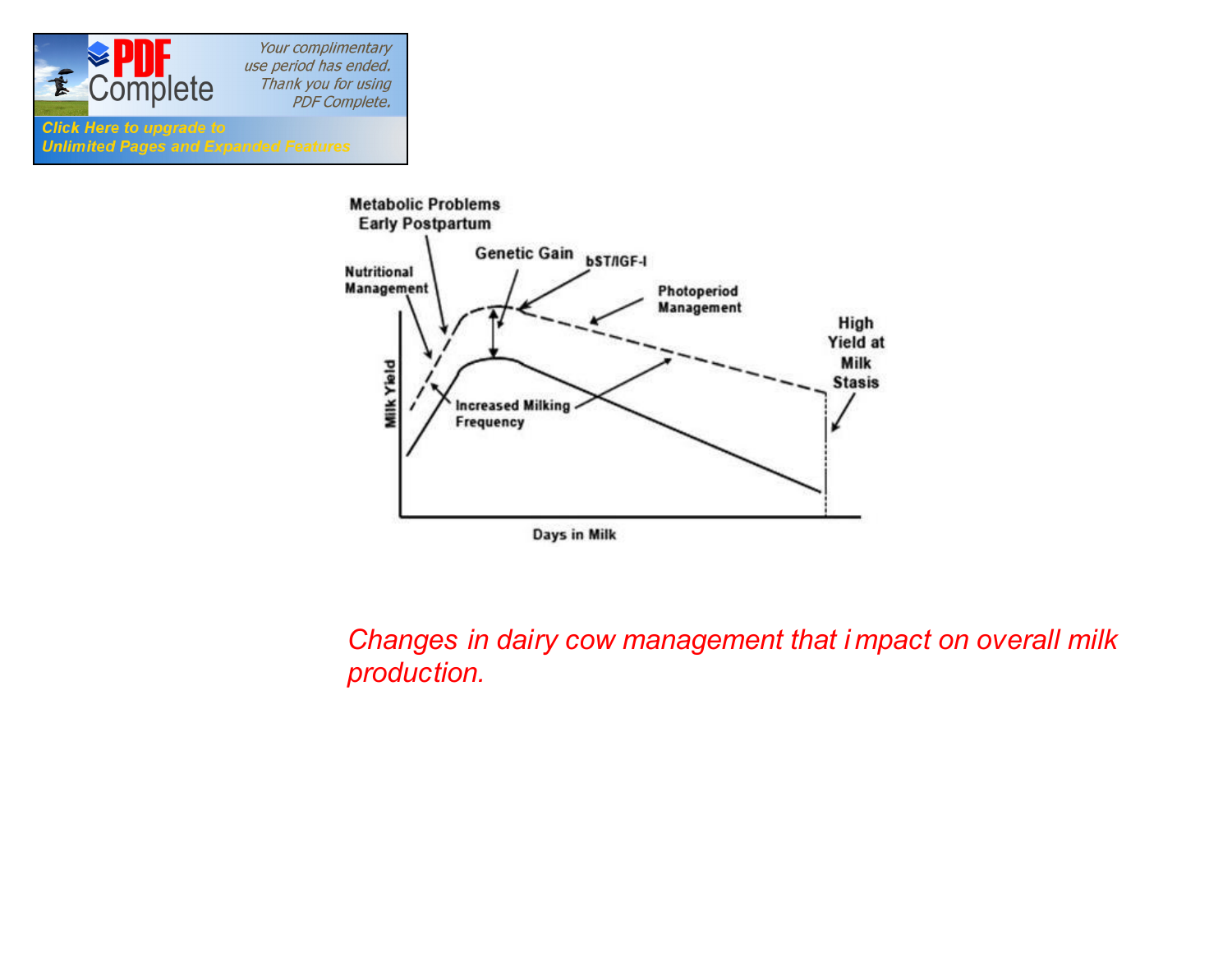*Changes in dairy cow management that impact on overall milk production.*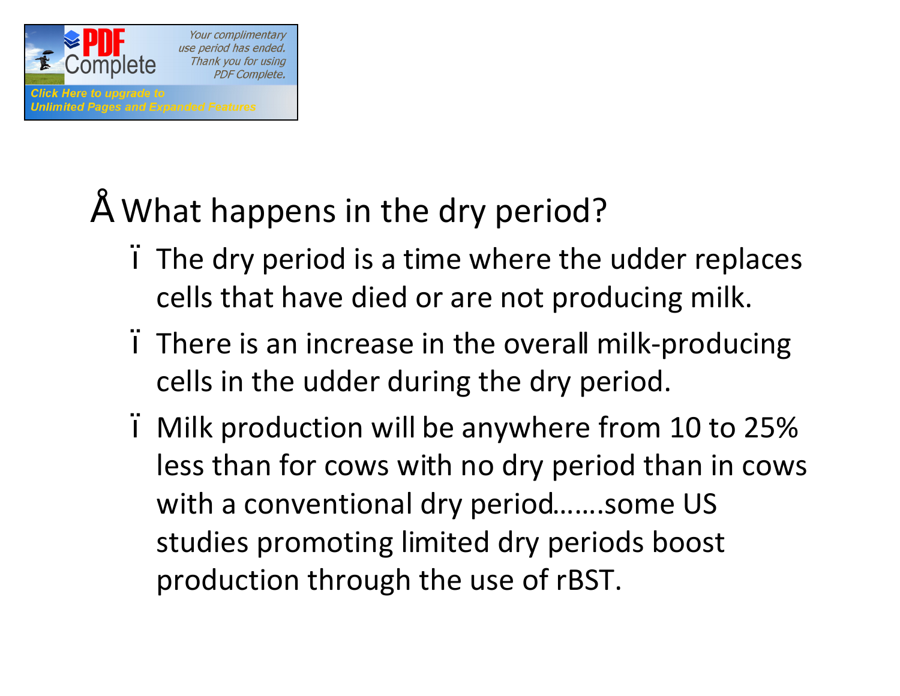- What happens in the dry period?
  - The dry period is a time where the udder replaces cells that have died or are not producing milk.
  - There is an increase in the overall milk-producing cells in the udder during the dry period.
  - Milk production will be anywhere from 10 to 25% less than for cows with no dry period than in cows with a conventional dry period…….some US studies promoting limited dry periods boost production through the use of rBST.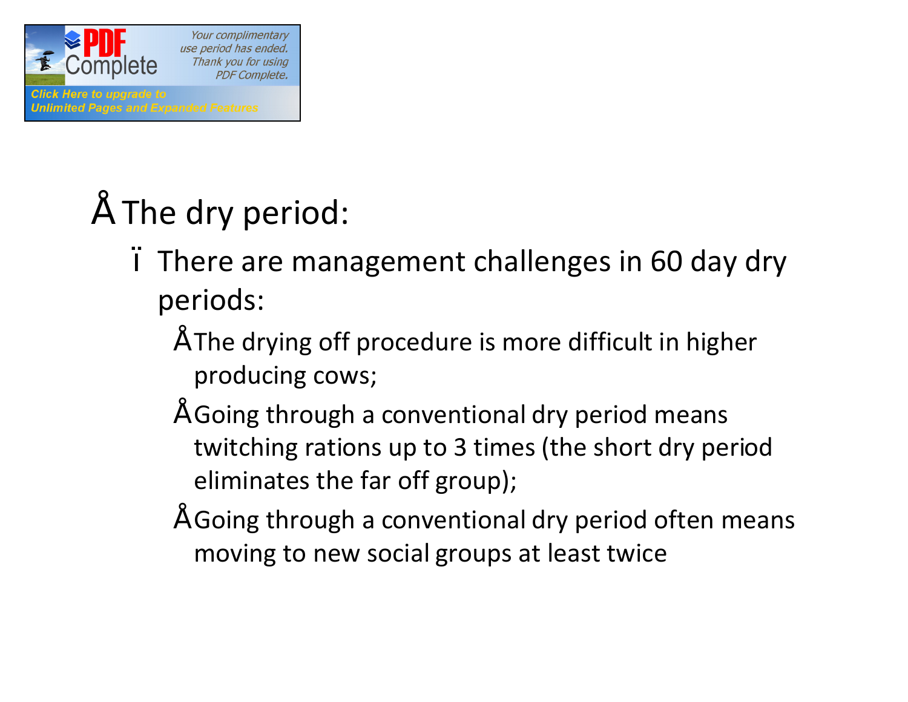- The dry period:
  - There are management challenges in 60 day dry periods:
    - The drying off procedure is more difficult in higher producing cows;
    - Going through a conventional dry period means twitching rations up to 3 times (the short dry period eliminates the far off group);
    - Going through a conventional dry period often means moving to new social groups at least twice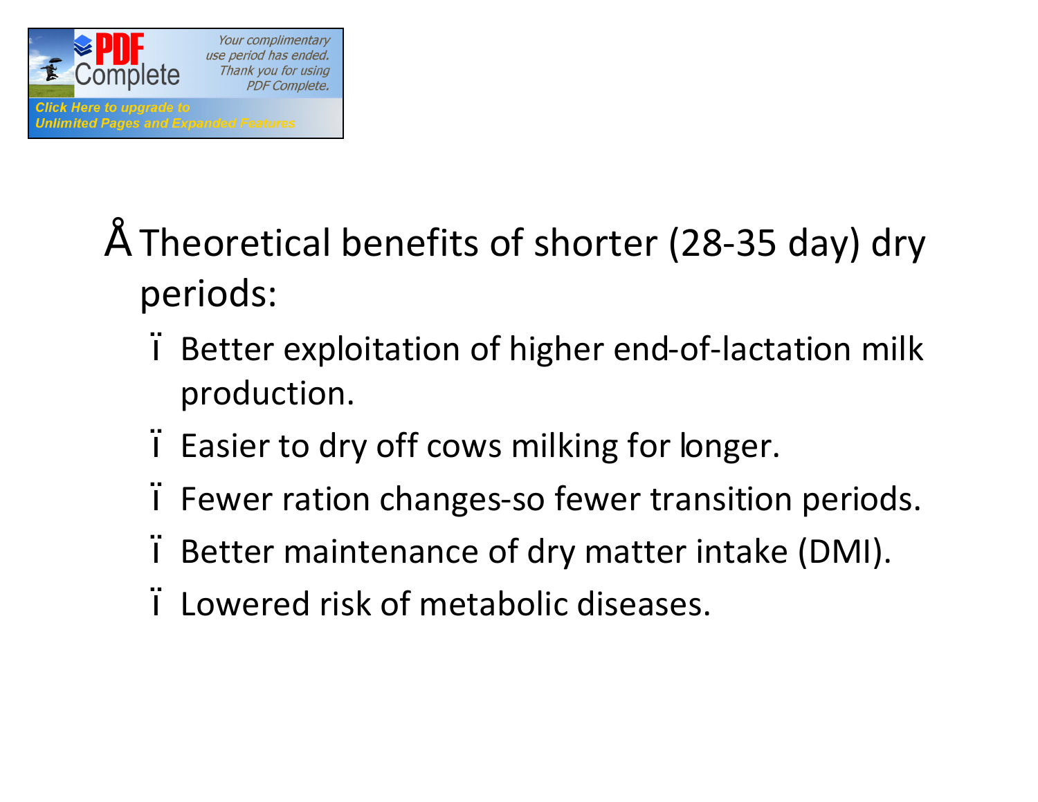- Theoretical benefits of shorter (28-35 day) dry periods:
  - Better exploitation of higher end-of-lactation milk production.
  - Easier to dry off cows milking for longer.
  - Fewer ration changes-so fewer transition periods.
  - Better maintenance of dry matter intake (DMI).
  - Lowered risk of metabolic diseases.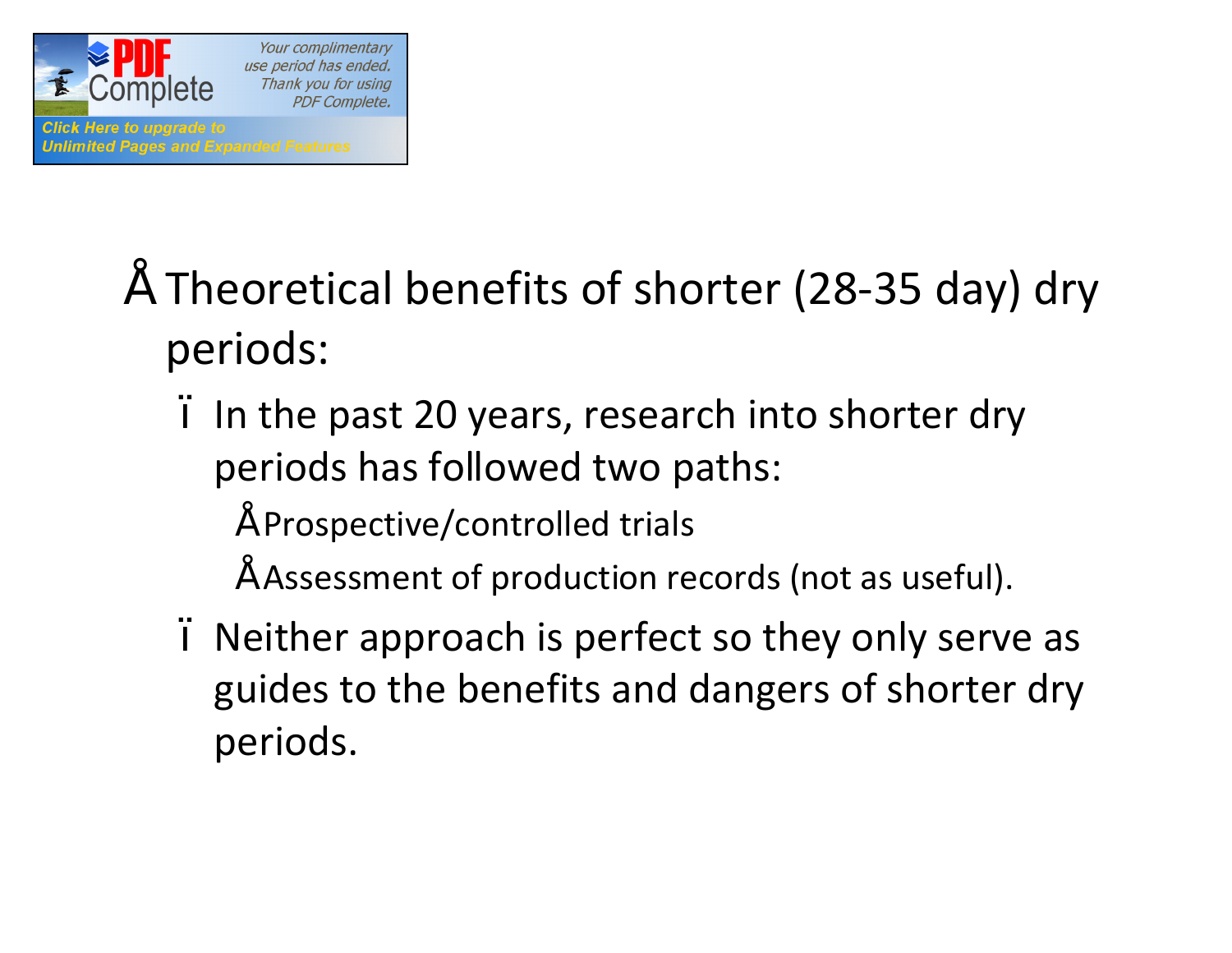- Theoretical benefits of shorter (28-35 day) dry periods:
  - In the past 20 years, research into shorter dry periods has followed two paths:
    - Prospective/controlled trials
    - Assessment of production records (not as useful).
  - Neither approach is perfect so they only serve as guides to the benefits and dangers of shorter dry periods.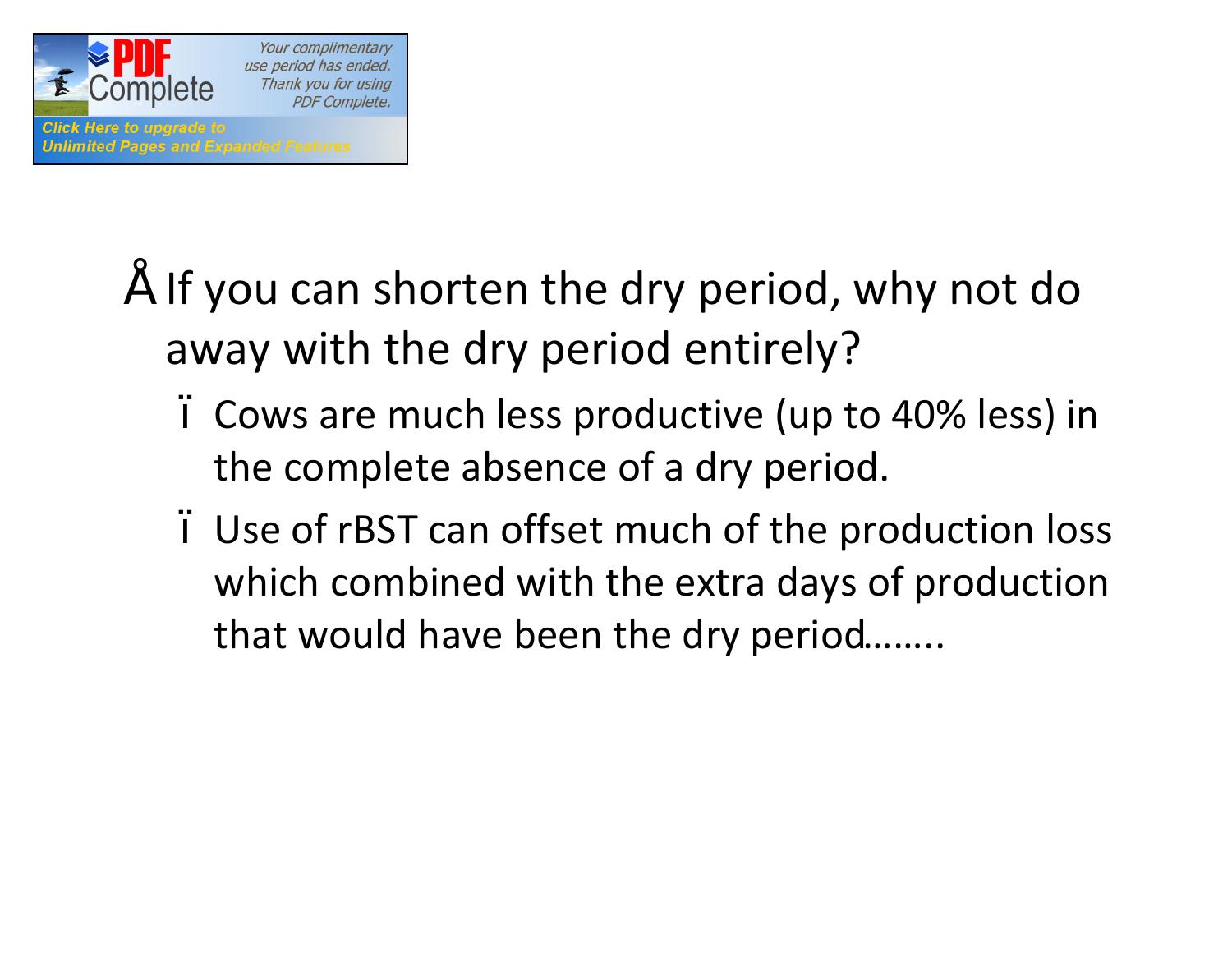- If you can shorten the dry period, why not do away with the dry period entirely?
  - Cows are much less productive (up to 40% less) in the complete absence of a dry period.
  - Use of rBST can offset much of the production loss which combined with the extra days of production that would have been the dry period…….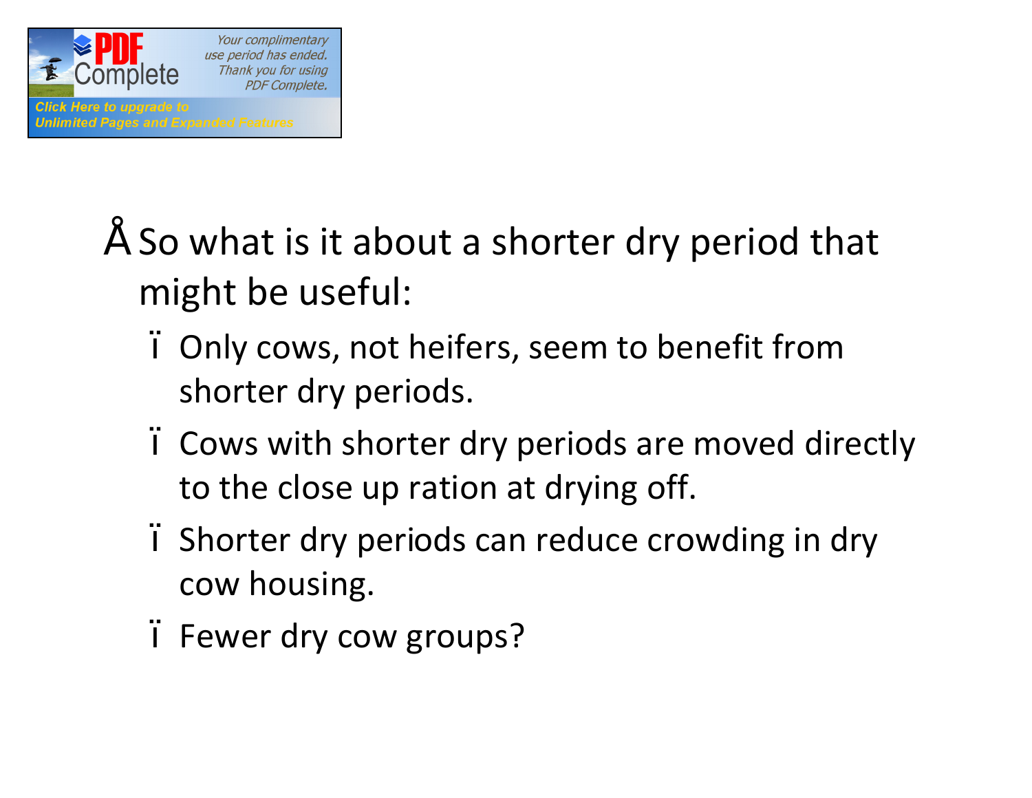- So what is it about a shorter dry period that might be useful:
  - Only cows, not heifers, seem to benefit from shorter dry periods.
  - Cows with shorter dry periods are moved directly to the close up ration at drying off.
  - Shorter dry periods can reduce crowding in dry cow housing.
  - Fewer dry cow groups?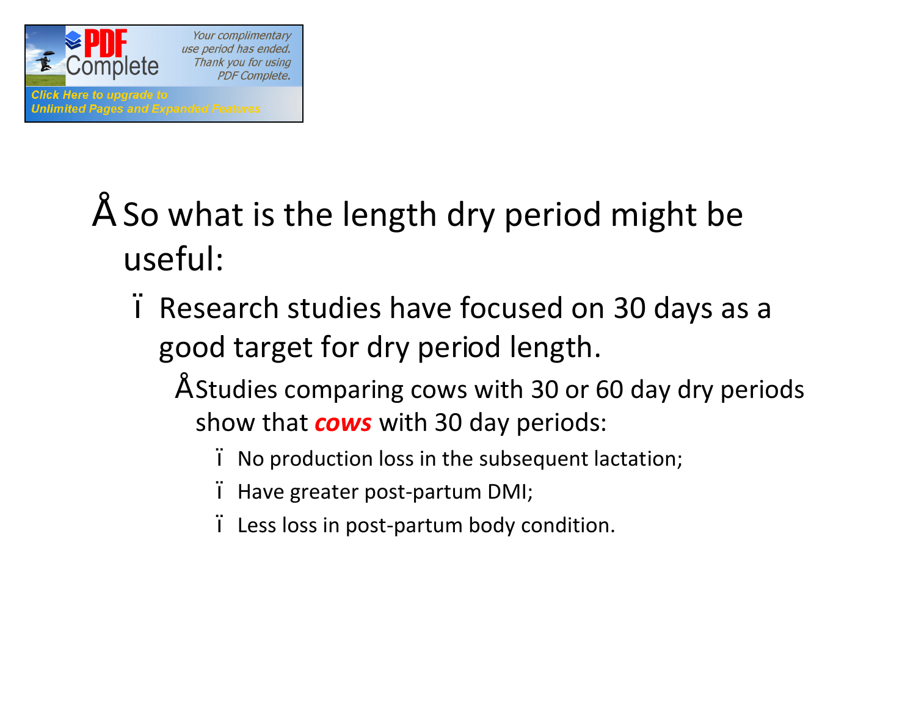- So what is the length dry period might be useful:
  - Research studies have focused on 30 days as a good target for dry period length.
    - Studies comparing cows with 30 or 60 day dry periods show that ***cows*** with 30 day periods:
      - No production loss in the subsequent lactation;
      - Have greater post-partum DMI;
      - Less loss in post-partum body condition.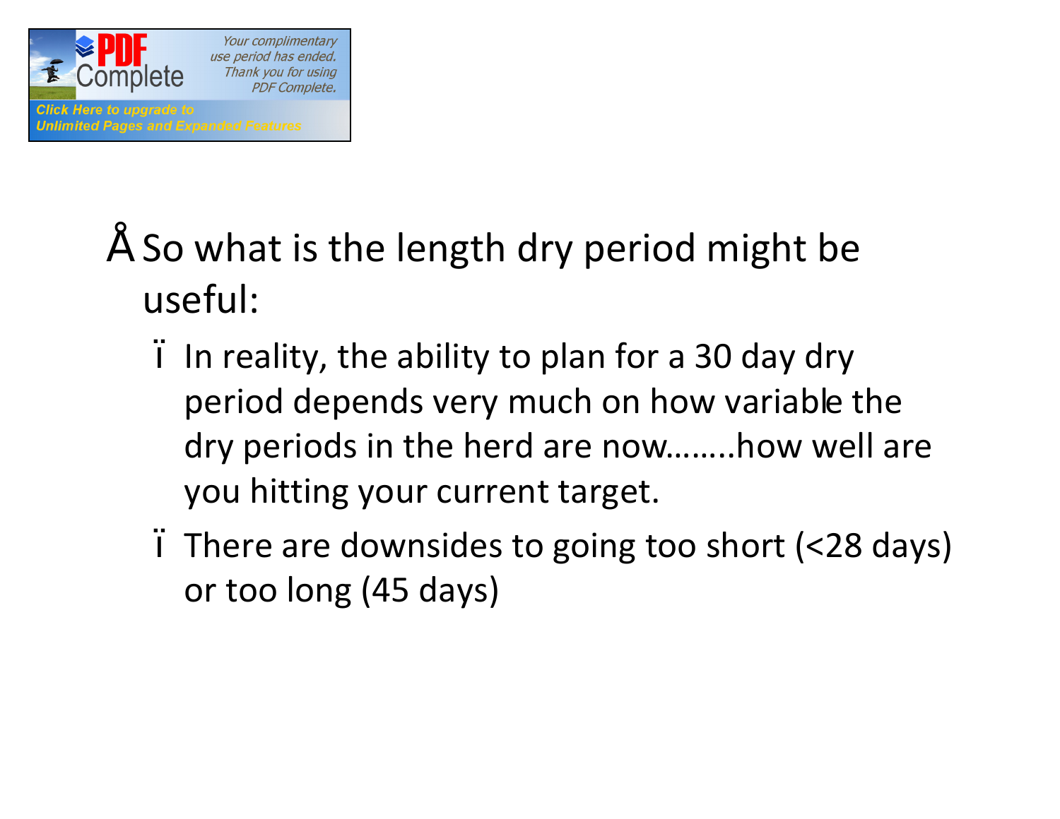- So what is the length dry period might be useful:
  - In reality, the ability to plan for a 30 day dry period depends very much on how variable the dry periods in the herd are now……..how well are you hitting your current target.
  - There are downsides to going too short (<28 days) or too long (45 days)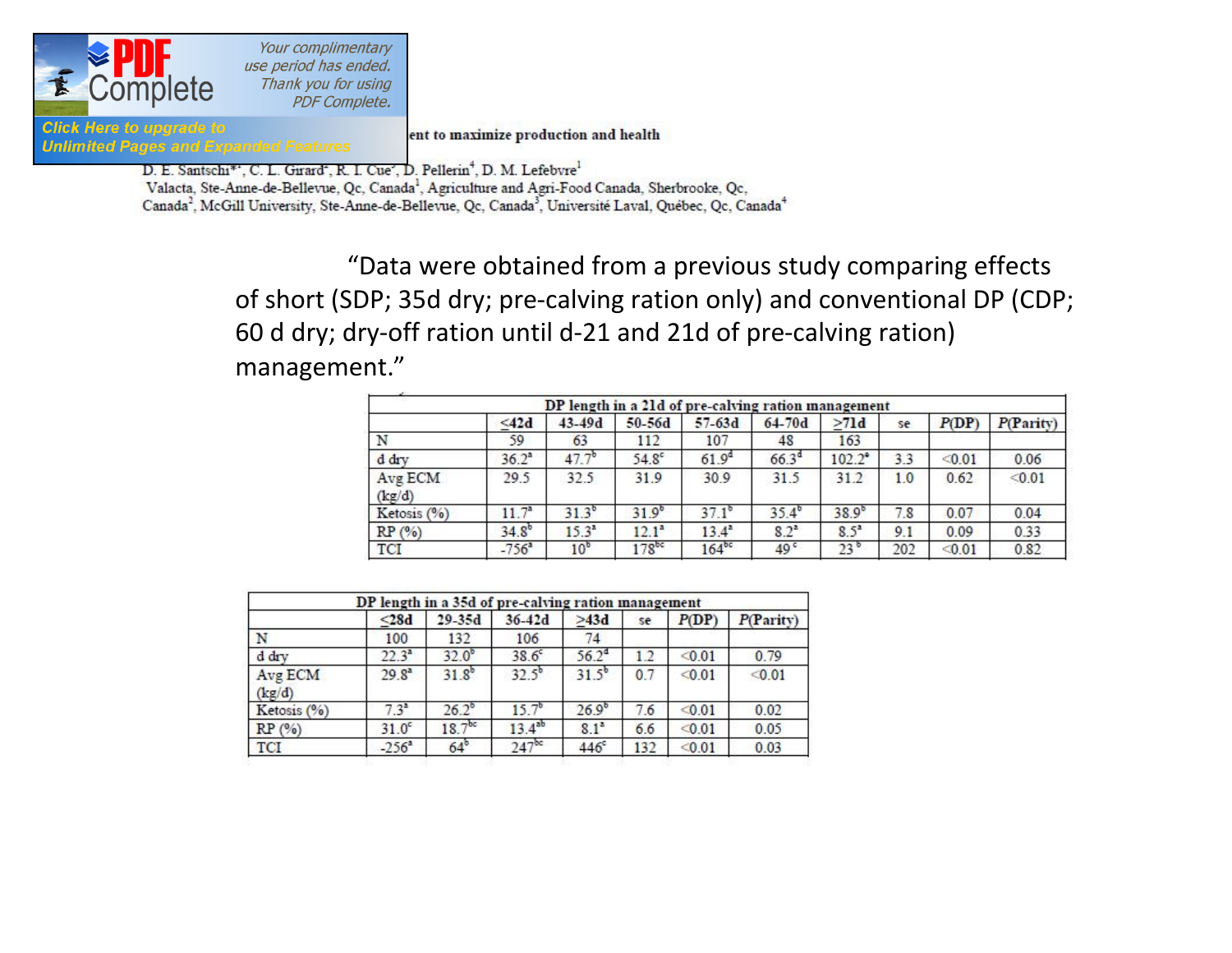ent to maximize production and health

D. E. Santschi[*1], C. L. Girard[2], R. I. Cue[3], D. Pellerin[4], D. M. Lefebvre[1]
Valacta, Ste-Anne-de-Bellevue, Qc, Canada[1], Agriculture and Agri-Food Canada, Sherbrooke, Qc, Canada[2], McGill University, Ste-Anne-de-Bellevue, Qc, Canada[3], Université Laval, Québec, Qc, Canada[4]

"Data were obtained from a previous study comparing effects of short (SDP; 35d dry; pre-calving ration only) and conventional DP (CDP; 60 d dry; dry-off ration until d-21 and 21d of pre-calving ration) management."

| DP length in a 21d of pre-calving ration management | | | | | | | | | |
|---|---|---|---|---|---|---|---|---|---|
| | ≤42d | 43-49d | 50-56d | 57-63d | 64-70d | ≥71d | se | P(DP) | P(Parity) |
| N | 59 | 63 | 112 | 107 | 48 | 163 | | | |
| d dry | 36.2[a] | 47.7[b] | 54.8[c] | 61.9[d] | 66.3[d] | 102.2[e] | 3.3 | <0.01 | 0.06 |
| Avg ECM (kg/d) | 29.5 | 32.5 | 31.9 | 30.9 | 31.5 | 31.2 | 1.0 | 0.62 | <0.01 |
| Ketosis (%) | 11.7[a] | 31.3[b] | 31.9[b] | 37.1[b] | 35.4[b] | 38.9[b] | 7.8 | 0.07 | 0.04 |
| RP (%) | 34.8[b] | 15.3[a] | 12.1[a] | 13.4[a] | 8.2[a] | 8.5[a] | 9.1 | 0.09 | 0.33 |
| TCI | -756[a] | 10[b] | 178[bc] | 164[bc] | 49[c] | 23[b] | 202 | <0.01 | 0.82 |

| DP length in a 35d of pre-calving ration management | | | | | | | |
|---|---|---|---|---|---|---|---|
| | ≤28d | 29-35d | 36-42d | ≥43d | se | P(DP) | P(Parity) |
| N | 100 | 132 | 106 | 74 | | | |
| d dry | 22.3[a] | 32.0[b] | 38.6[c] | 56.2[d] | 1.2 | <0.01 | 0.79 |
| Avg ECM (kg/d) | 29.8[a] | 31.8[b] | 32.5[b] | 31.5[b] | 0.7 | <0.01 | <0.01 |
| Ketosis (%) | 7.3[a] | 26.2[b] | 15.7[b] | 26.9[b] | 7.6 | <0.01 | 0.02 |
| RP (%) | 31.0[c] | 18.7[bc] | 13.4[ab] | 8.1[a] | 6.6 | <0.01 | 0.05 |
| TCI | -256[a] | 64[b] | 247[bc] | 446[c] | 132 | <0.01 | 0.03 |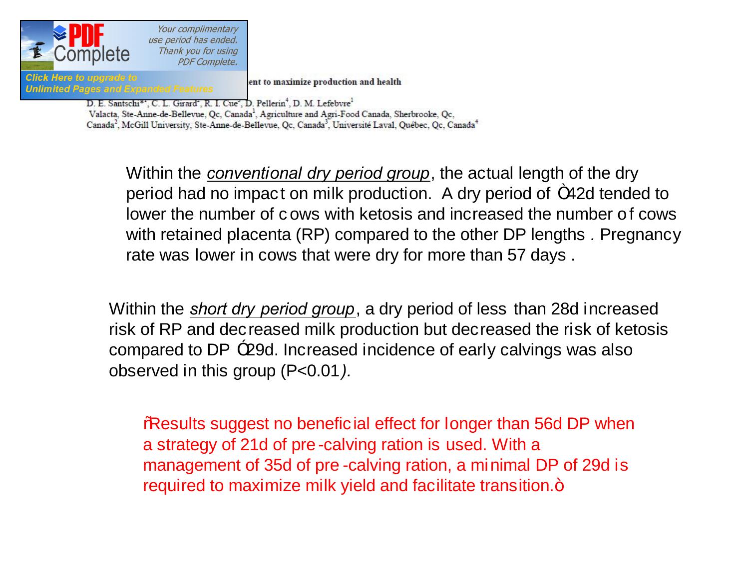ent to maximize production and health

D. E. Santschi[1], C. L. Girard[2], R. I. Cue[3], D. Pellerin[4], D. M. Lefebvre[1]
Valacta, Ste-Anne-de-Bellevue, Qc, Canada[1], Agriculture and Agri-Food Canada, Sherbrooke, Qc, Canada[2], McGill University, Ste-Anne-de-Bellevue, Qc, Canada[3], Université Laval, Québec, Qc, Canada[4]

Within the *conventional dry period group*, the actual length of the dry period had no impact on milk production. A dry period of ≤42d tended to lower the number of cows with ketosis and increased the number of cows with retained placenta (RP) compared to the other DP lengths. Pregnancy rate was lower in cows that were dry for more than 57 days.

Within the *short dry period group*, a dry period of less than 28d increased risk of RP and decreased milk production but decreased the risk of ketosis compared to DP ≥29d. Increased incidence of early calvings was also observed in this group ($P<0.01$).

"Results suggest no beneficial effect for longer than 56d DP when a strategy of 21d of pre-calving ration is used. With a management of 35d of pre-calving ration, a minimal DP of 29d is required to maximize milk yield and facilitate transition."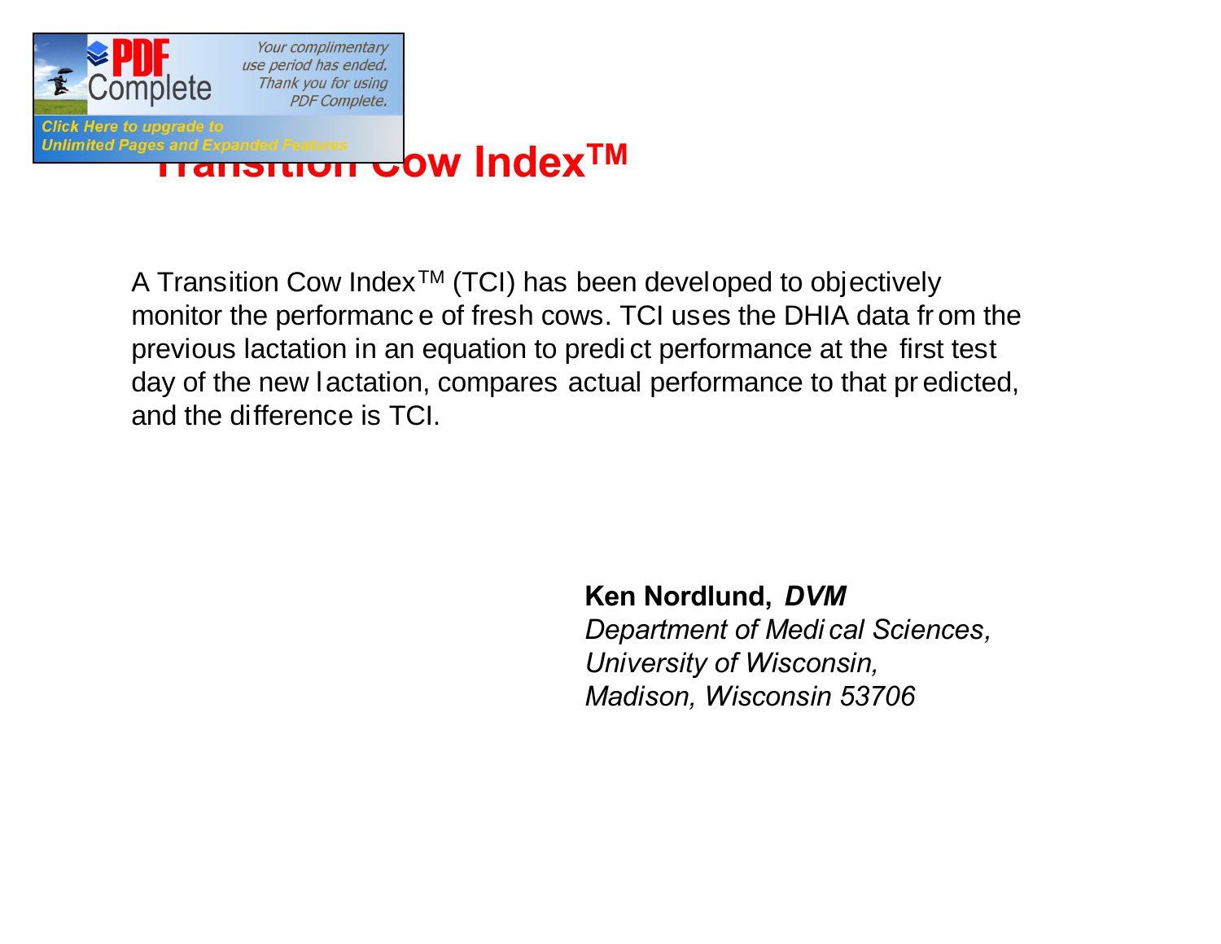# Transition Cow Index™

A Transition Cow Index™ (TCI) has been developed to objectively monitor the performance of fresh cows. TCI uses the DHIA data from the previous lactation in an equation to predict performance at the first test day of the new lactation, compares actual performance to that predicted, and the difference is TCI.

**Ken Nordlund, *DVM***
*Department of Medical Sciences,*
*University of Wisconsin,*
*Madison, Wisconsin 53706*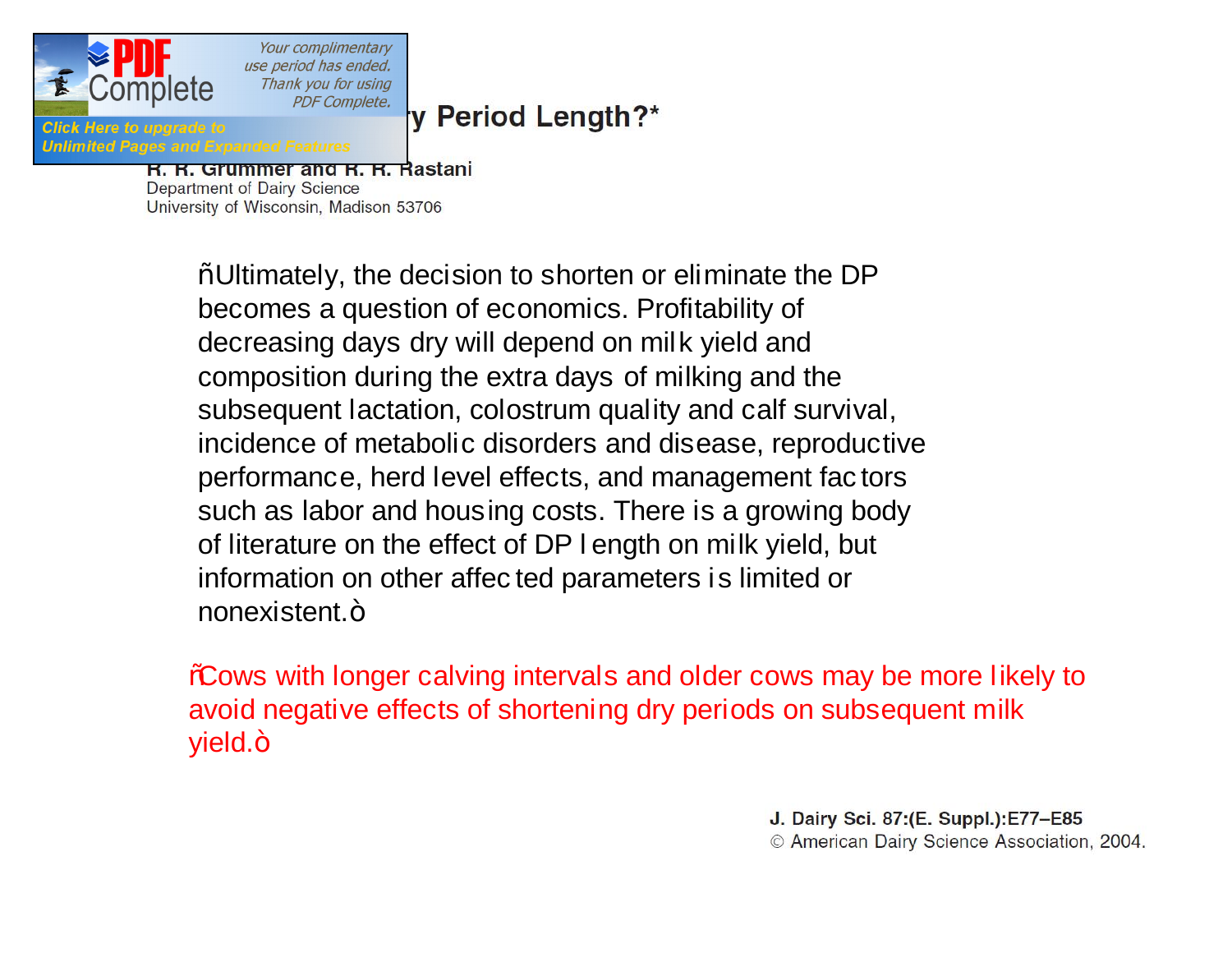## ...y Period Length?*

R. R. Grummer and R. R. Rastani
Department of Dairy Science
University of Wisconsin, Madison 53706

ñUltimately, the decision to shorten or eliminate the DP becomes a question of economics. Profitability of decreasing days dry will depend on milk yield and composition during the extra days of milking and the subsequent lactation, colostrum quality and calf survival, incidence of metabolic disorders and disease, reproductive performance, herd level effects, and management factors such as labor and housing costs. There is a growing body of literature on the effect of DP length on milk yield, but information on other affected parameters is limited or nonexistent.ò

ñCows with longer calving intervals and older cows may be more likely to avoid negative effects of shortening dry periods on subsequent milk yield.ò

J. Dairy Sci. 87:(E. Suppl.):E77–E85
© American Dairy Science Association, 2004.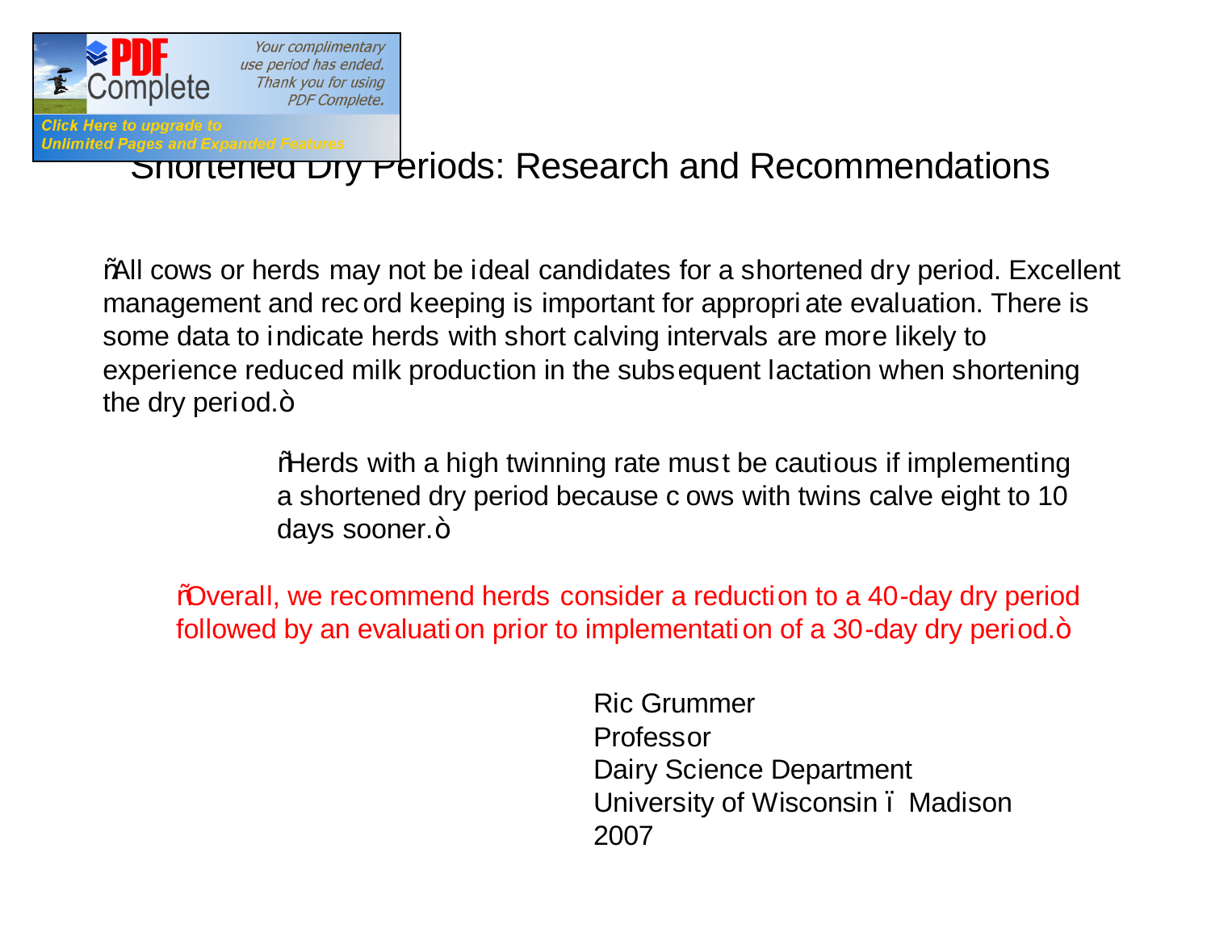# Shortened Dry Periods: Research and Recommendations

"All cows or herds may not be ideal candidates for a shortened dry period. Excellent management and record keeping is important for appropriate evaluation. There is some data to indicate herds with short calving intervals are more likely to experience reduced milk production in the subsequent lactation when shortening the dry period."

"Herds with a high twinning rate must be cautious if implementing a shortened dry period because cows with twins calve eight to 10 days sooner."

"Overall, we recommend herds consider a reduction to a 40-day dry period followed by an evaluation prior to implementation of a 30-day dry period."

Ric Grummer
Professor
Dairy Science Department
University of Wisconsin – Madison
2007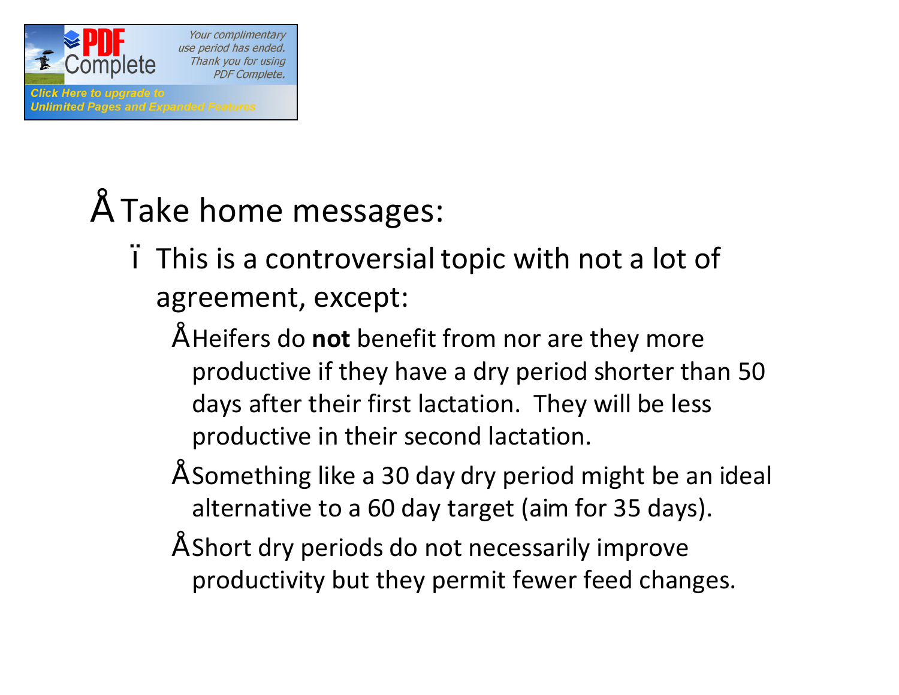- Take home messages:
  - This is a controversial topic with not a lot of agreement, except:
    - Heifers do **not** benefit from nor are they more productive if they have a dry period shorter than 50 days after their first lactation. They will be less productive in their second lactation.
    - Something like a 30 day dry period might be an ideal alternative to a 60 day target (aim for 35 days).
    - Short dry periods do not necessarily improve productivity but they permit fewer feed changes.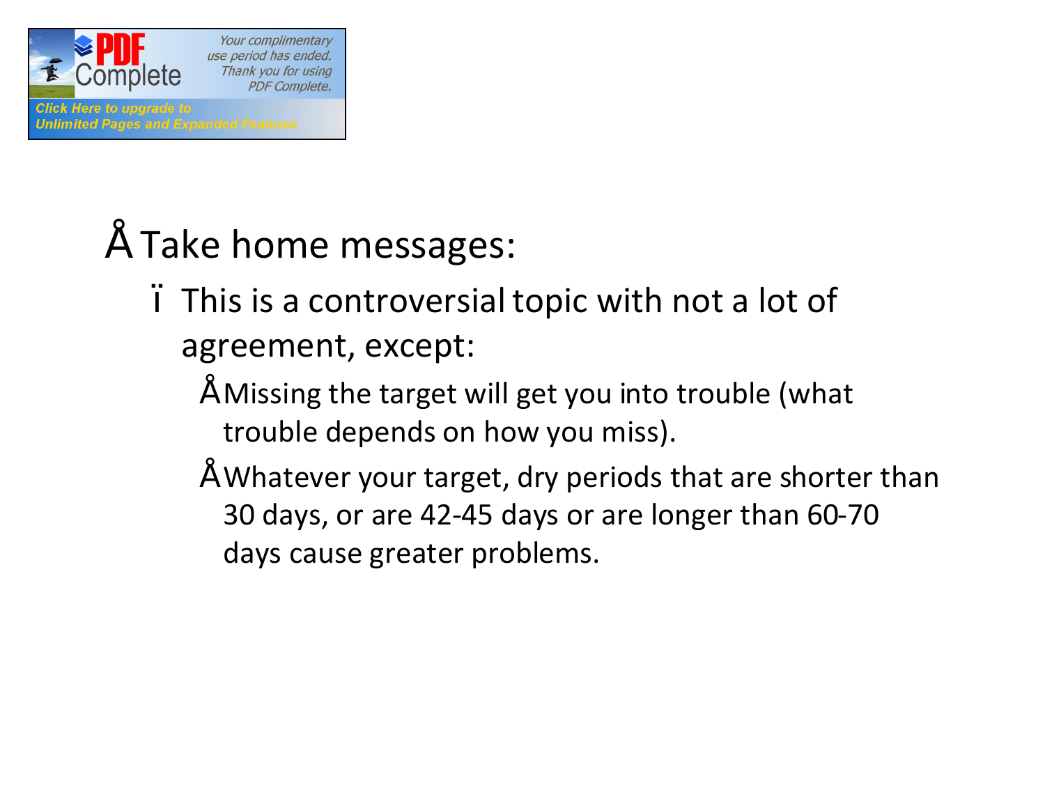- Take home messages:
  - This is a controversial topic with not a lot of agreement, except:
    - Missing the target will get you into trouble (what trouble depends on how you miss).
    - Whatever your target, dry periods that are shorter than 30 days, or are 42-45 days or are longer than 60-70 days cause greater problems.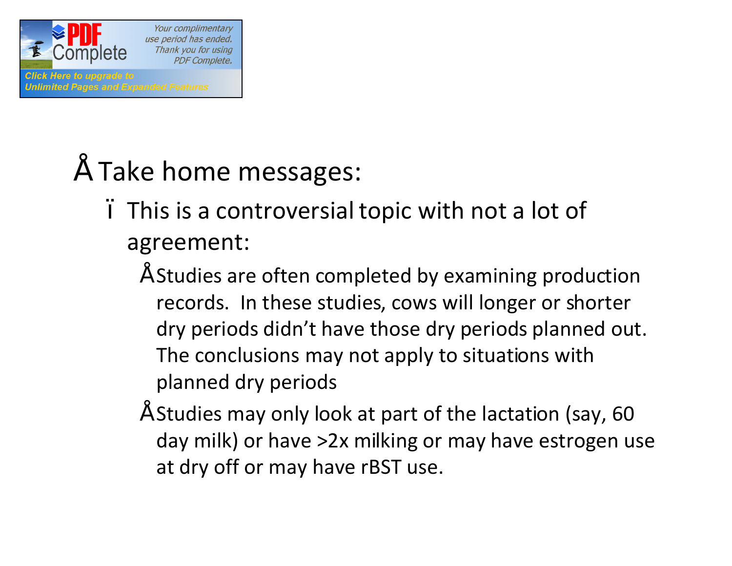- Take home messages:
  - This is a controversial topic with not a lot of agreement:
    - Studies are often completed by examining production records. In these studies, cows will longer or shorter dry periods didn't have those dry periods planned out. The conclusions may not apply to situations with planned dry periods
    - Studies may only look at part of the lactation (say, 60 day milk) or have >2x milking or may have estrogen use at dry off or may have rBST use.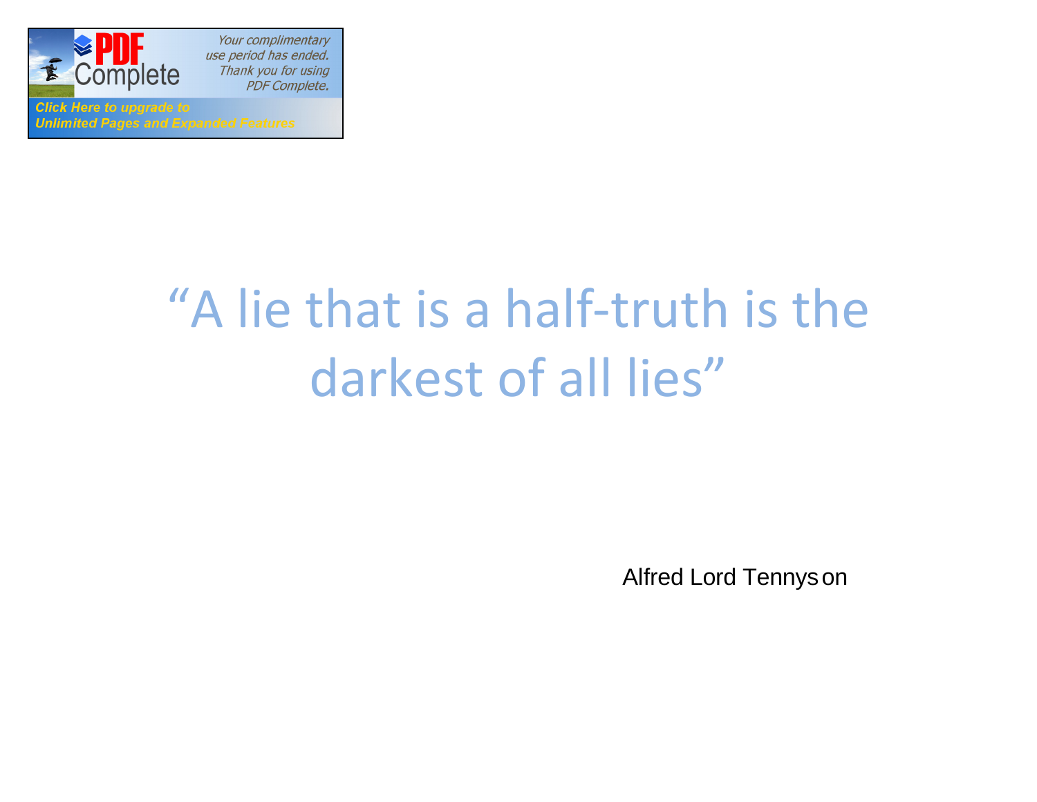"A lie that is a half-truth is the darkest of all lies"

Alfred Lord Tennyson